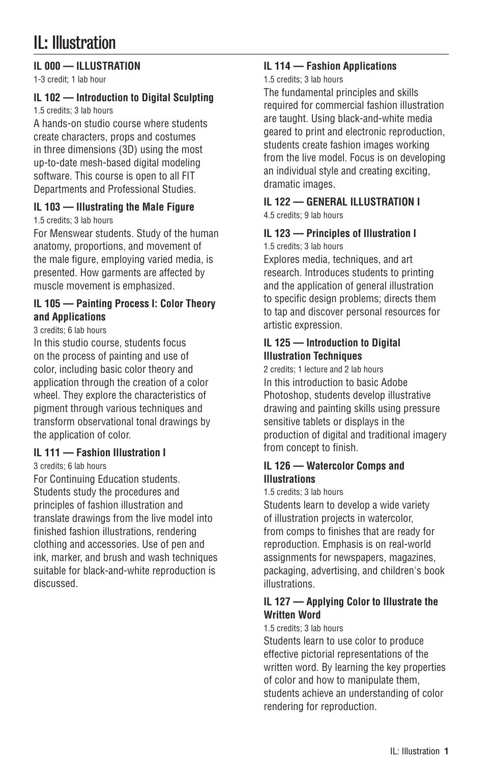# IL: Illustration

**IL 000 — ILLUSTRATION**

1-3 credit; 1 lab hour

**IL 102 — Introduction to Digital Sculpting**

1.5 credits; 3 lab hours

A hands-on studio course where students create characters, props and costumes in three dimensions (3D) using the most up-to-date mesh-based digital modeling software. This course is open to all FIT Departments and Professional Studies.

**IL 103 — Illustrating the Male Figure**

1.5 credits; 3 lab hours

For Menswear students. Study of the human anatomy, proportions, and movement of the male figure, employing varied media, is presented. How garments are affected by muscle movement is emphasized.

**IL 105 — Painting Process I: Color Theory and Applications**

3 credits; 6 lab hours

In this studio course, students focus on the process of painting and use of color, including basic color theory and application through the creation of a color wheel. They explore the characteristics of pigment through various techniques and transform observational tonal drawings by the application of color.

**IL 111 — Fashion Illustration I**

3 credits; 6 lab hours

For Continuing Education students. Students study the procedures and principles of fashion illustration and translate drawings from the live model into finished fashion illustrations, rendering clothing and accessories. Use of pen and ink, marker, and brush and wash techniques suitable for black-and-white reproduction is discussed.

**IL 114 — Fashion Applications**

1.5 credits; 3 lab hours

The fundamental principles and skills required for commercial fashion illustration are taught. Using black-and-white media geared to print and electronic reproduction, students create fashion images working from the live model. Focus is on developing an individual style and creating exciting, dramatic images.

**IL 122 — GENERAL ILLUSTRATION I**

4.5 credits; 9 lab hours

**IL 123 — Principles of Illustration I**

1.5 credits; 3 lab hours

Explores media, techniques, and art research. Introduces students to printing and the application of general illustration to specific design problems; directs them to tap and discover personal resources for artistic expression.

**IL 125 — Introduction to Digital Illustration Techniques**

2 credits; 1 lecture and 2 lab hours

In this introduction to basic Adobe Photoshop, students develop illustrative drawing and painting skills using pressure sensitive tablets or displays in the production of digital and traditional imagery from concept to finish.

**IL 126 — Watercolor Comps and Illustrations**

1.5 credits; 3 lab hours

Students learn to develop a wide variety of illustration projects in watercolor, from comps to finishes that are ready for reproduction. Emphasis is on real-world assignments for newspapers, magazines, packaging, advertising, and children's book illustrations.

**IL 127 — Applying Color to Illustrate the Written Word**

1.5 credits; 3 lab hours

Students learn to use color to produce effective pictorial representations of the written word. By learning the key properties of color and how to manipulate them, students achieve an understanding of color rendering for reproduction.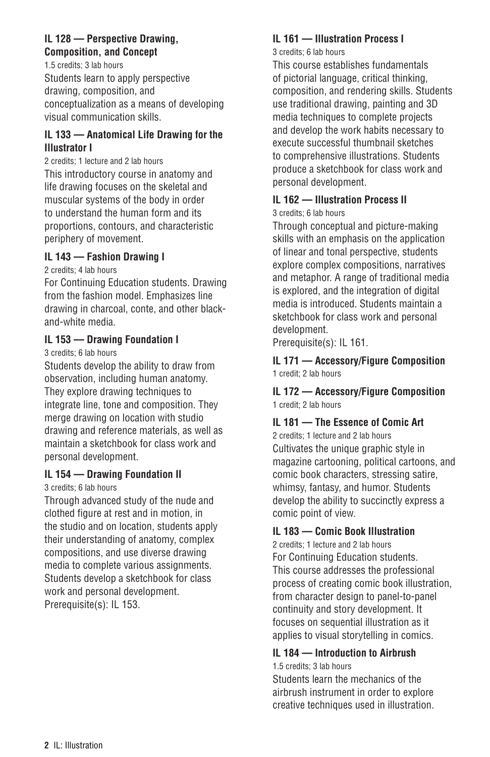**IL 128 — Perspective Drawing, Composition, and Concept**

1.5 credits; 3 lab hours

Students learn to apply perspective drawing, composition, and conceptualization as a means of developing visual communication skills.

**IL 133 — Anatomical Life Drawing for the Illustrator I**

2 credits; 1 lecture and 2 lab hours

This introductory course in anatomy and life drawing focuses on the skeletal and muscular systems of the body in order to understand the human form and its proportions, contours, and characteristic periphery of movement.

**IL 143 — Fashion Drawing I**

2 credits; 4 lab hours

For Continuing Education students. Drawing from the fashion model. Emphasizes line drawing in charcoal, conte, and other black-and-white media.

**IL 153 — Drawing Foundation I**

3 credits; 6 lab hours

Students develop the ability to draw from observation, including human anatomy. They explore drawing techniques to integrate line, tone and composition. They merge drawing on location with studio drawing and reference materials, as well as maintain a sketchbook for class work and personal development.

**IL 154 — Drawing Foundation II**

3 credits; 6 lab hours

Through advanced study of the nude and clothed figure at rest and in motion, in the studio and on location, students apply their understanding of anatomy, complex compositions, and use diverse drawing media to complete various assignments. Students develop a sketchbook for class work and personal development.
Prerequisite(s): IL 153.

**IL 161 — Illustration Process I**

3 credits; 6 lab hours

This course establishes fundamentals of pictorial language, critical thinking, composition, and rendering skills. Students use traditional drawing, painting and 3D media techniques to complete projects and develop the work habits necessary to execute successful thumbnail sketches to comprehensive illustrations. Students produce a sketchbook for class work and personal development.

**IL 162 — Illustration Process II**

3 credits; 6 lab hours

Through conceptual and picture-making skills with an emphasis on the application of linear and tonal perspective, students explore complex compositions, narratives and metaphor. A range of traditional media is explored, and the integration of digital media is introduced. Students maintain a sketchbook for class work and personal development.
Prerequisite(s): IL 161.

**IL 171 — Accessory/Figure Composition**

1 credit; 2 lab hours

**IL 172 — Accessory/Figure Composition**

1 credit; 2 lab hours

**IL 181 — The Essence of Comic Art**

2 credits; 1 lecture and 2 lab hours

Cultivates the unique graphic style in magazine cartooning, political cartoons, and comic book characters, stressing satire, whimsy, fantasy, and humor. Students develop the ability to succinctly express a comic point of view.

**IL 183 — Comic Book Illustration**

2 credits; 1 lecture and 2 lab hours

For Continuing Education students. This course addresses the professional process of creating comic book illustration, from character design to panel-to-panel continuity and story development. It focuses on sequential illustration as it applies to visual storytelling in comics.

**IL 184 — Introduction to Airbrush**

1.5 credits; 3 lab hours

Students learn the mechanics of the airbrush instrument in order to explore creative techniques used in illustration.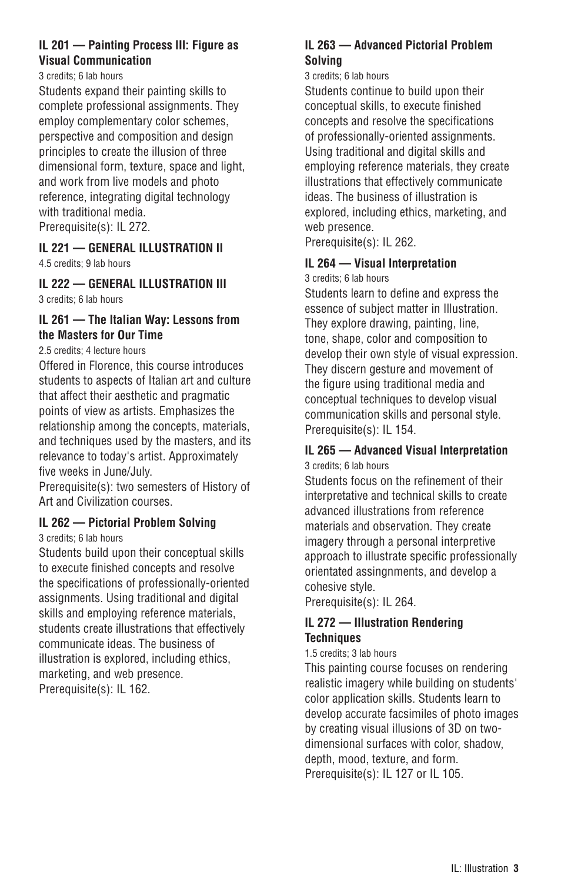### IL 201 — Painting Process III: Figure as Visual Communication

3 credits; 6 lab hours

Students expand their painting skills to complete professional assignments. They employ complementary color schemes, perspective and composition and design principles to create the illusion of three dimensional form, texture, space and light, and work from live models and photo reference, integrating digital technology with traditional media.

Prerequisite(s): IL 272.

### IL 221 — GENERAL ILLUSTRATION II

4.5 credits; 9 lab hours

### IL 222 — GENERAL ILLUSTRATION III

3 credits; 6 lab hours

### IL 261 — The Italian Way: Lessons from the Masters for Our Time

2.5 credits; 4 lecture hours

Offered in Florence, this course introduces students to aspects of Italian art and culture that affect their aesthetic and pragmatic points of view as artists. Emphasizes the relationship among the concepts, materials, and techniques used by the masters, and its relevance to today's artist. Approximately five weeks in June/July.

Prerequisite(s): two semesters of History of Art and Civilization courses.

### IL 262 — Pictorial Problem Solving

3 credits; 6 lab hours

Students build upon their conceptual skills to execute finished concepts and resolve the specifications of professionally-oriented assignments. Using traditional and digital skills and employing reference materials, students create illustrations that effectively communicate ideas. The business of illustration is explored, including ethics, marketing, and web presence.

Prerequisite(s): IL 162.

### IL 263 — Advanced Pictorial Problem Solving

3 credits; 6 lab hours

Students continue to build upon their conceptual skills, to execute finished concepts and resolve the specifications of professionally-oriented assignments. Using traditional and digital skills and employing reference materials, they create illustrations that effectively communicate ideas. The business of illustration is explored, including ethics, marketing, and web presence.

Prerequisite(s): IL 262.

### IL 264 — Visual Interpretation

3 credits; 6 lab hours

Students learn to define and express the essence of subject matter in Illustration. They explore drawing, painting, line, tone, shape, color and composition to develop their own style of visual expression. They discern gesture and movement of the figure using traditional media and conceptual techniques to develop visual communication skills and personal style.

Prerequisite(s): IL 154.

### IL 265 — Advanced Visual Interpretation

3 credits; 6 lab hours

Students focus on the refinement of their interpretative and technical skills to create advanced illustrations from reference materials and observation. They create imagery through a personal interpretive approach to illustrate specific professionally orientated assingnments, and develop a cohesive style.

Prerequisite(s): IL 264.

### IL 272 — Illustration Rendering Techniques

1.5 credits; 3 lab hours

This painting course focuses on rendering realistic imagery while building on students' color application skills. Students learn to develop accurate facsimiles of photo images by creating visual illusions of 3D on two-dimensional surfaces with color, shadow, depth, mood, texture, and form.

Prerequisite(s): IL 127 or IL 105.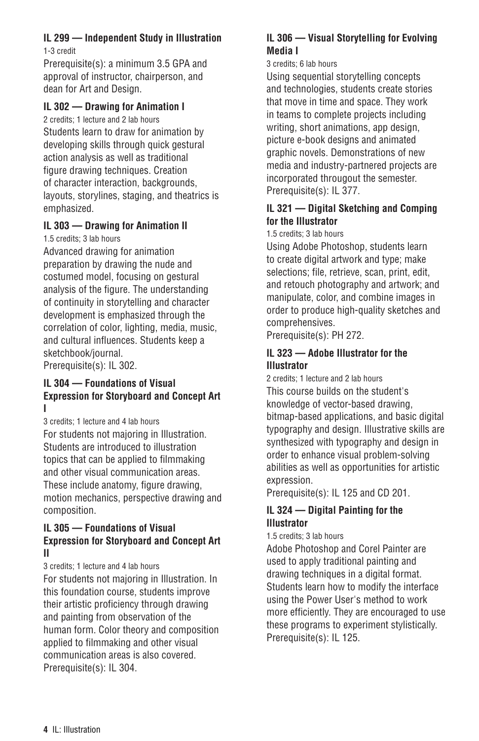### IL 299 — Independent Study in Illustration

1-3 credit

Prerequisite(s): a minimum 3.5 GPA and approval of instructor, chairperson, and dean for Art and Design.

### IL 302 — Drawing for Animation I

2 credits; 1 lecture and 2 lab hours

Students learn to draw for animation by developing skills through quick gestural action analysis as well as traditional figure drawing techniques. Creation of character interaction, backgrounds, layouts, storylines, staging, and theatrics is emphasized.

### IL 303 — Drawing for Animation II

1.5 credits; 3 lab hours

Advanced drawing for animation preparation by drawing the nude and costumed model, focusing on gestural analysis of the figure. The understanding of continuity in storytelling and character development is emphasized through the correlation of color, lighting, media, music, and cultural influences. Students keep a sketchbook/journal.

Prerequisite(s): IL 302.

### IL 304 — Foundations of Visual Expression for Storyboard and Concept Art I

3 credits; 1 lecture and 4 lab hours

For students not majoring in Illustration. Students are introduced to illustration topics that can be applied to filmmaking and other visual communication areas. These include anatomy, figure drawing, motion mechanics, perspective drawing and composition.

### IL 305 — Foundations of Visual Expression for Storyboard and Concept Art II

3 credits; 1 lecture and 4 lab hours

For students not majoring in Illustration. In this foundation course, students improve their artistic proficiency through drawing and painting from observation of the human form. Color theory and composition applied to filmmaking and other visual communication areas is also covered.

Prerequisite(s): IL 304.

### IL 306 — Visual Storytelling for Evolving Media I

3 credits; 6 lab hours

Using sequential storytelling concepts and technologies, students create stories that move in time and space. They work in teams to complete projects including writing, short animations, app design, picture e-book designs and animated graphic novels. Demonstrations of new media and industry-partnered projects are incorporated througout the semester.

Prerequisite(s): IL 377.

### IL 321 — Digital Sketching and Comping for the Illustrator

1.5 credits; 3 lab hours

Using Adobe Photoshop, students learn to create digital artwork and type; make selections; file, retrieve, scan, print, edit, and retouch photography and artwork; and manipulate, color, and combine images in order to produce high-quality sketches and comprehensives.

Prerequisite(s): PH 272.

### IL 323 — Adobe Illustrator for the Illustrator

2 credits; 1 lecture and 2 lab hours

This course builds on the student's knowledge of vector-based drawing, bitmap-based applications, and basic digital typography and design. Illustrative skills are synthesized with typography and design in order to enhance visual problem-solving abilities as well as opportunities for artistic expression.

Prerequisite(s): IL 125 and CD 201.

### IL 324 — Digital Painting for the Illustrator

1.5 credits; 3 lab hours

Adobe Photoshop and Corel Painter are used to apply traditional painting and drawing techniques in a digital format. Students learn how to modify the interface using the Power User's method to work more efficiently. They are encouraged to use these programs to experiment stylistically.

Prerequisite(s): IL 125.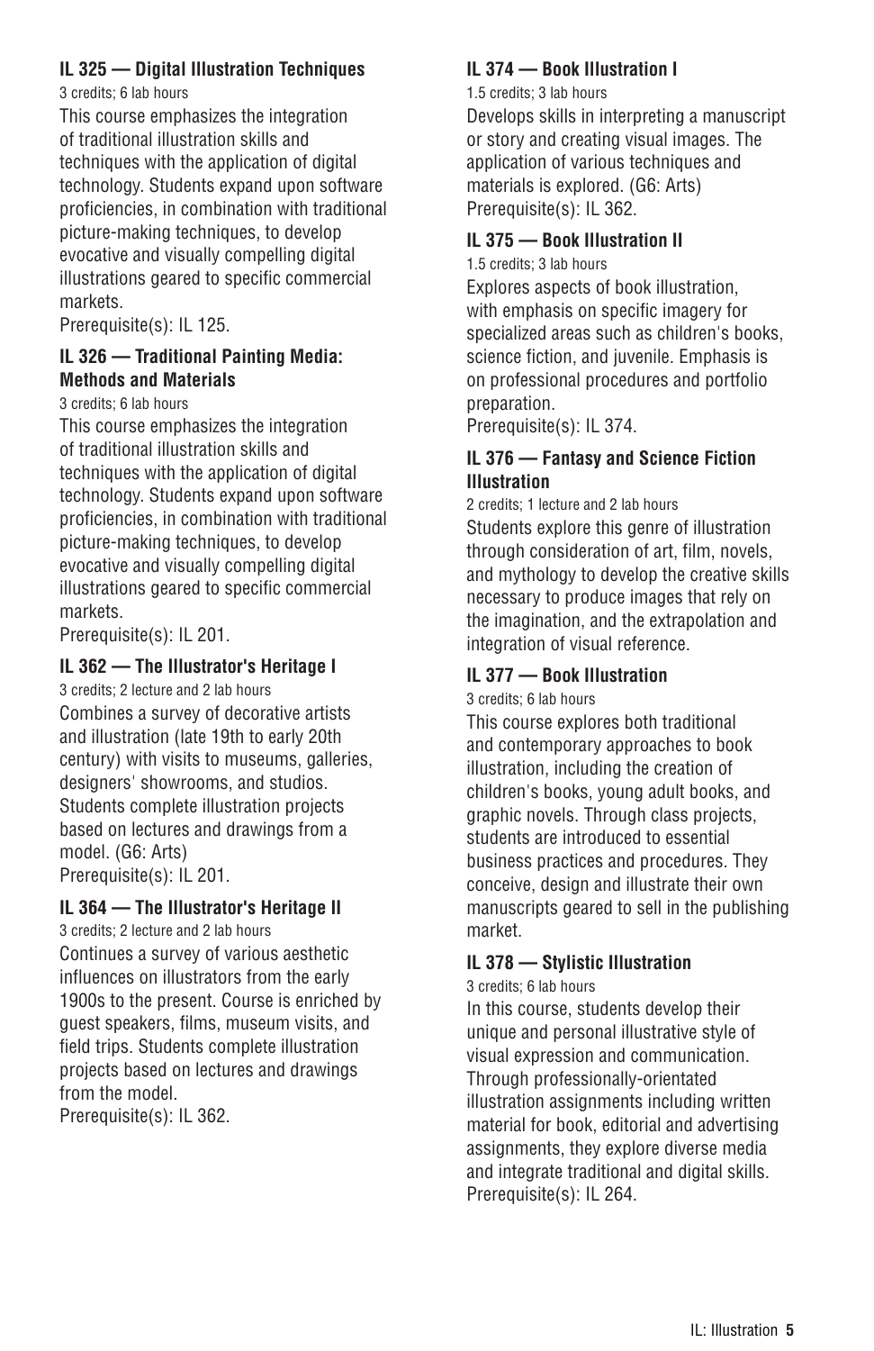### IL 325 — Digital Illustration Techniques

3 credits; 6 lab hours

This course emphasizes the integration of traditional illustration skills and techniques with the application of digital technology. Students expand upon software proficiencies, in combination with traditional picture-making techniques, to develop evocative and visually compelling digital illustrations geared to specific commercial markets.
Prerequisite(s): IL 125.

### IL 326 — Traditional Painting Media: Methods and Materials

3 credits; 6 lab hours

This course emphasizes the integration of traditional illustration skills and techniques with the application of digital technology. Students expand upon software proficiencies, in combination with traditional picture-making techniques, to develop evocative and visually compelling digital illustrations geared to specific commercial markets.
Prerequisite(s): IL 201.

### IL 362 — The Illustrator's Heritage I

3 credits; 2 lecture and 2 lab hours

Combines a survey of decorative artists and illustration (late 19th to early 20th century) with visits to museums, galleries, designers' showrooms, and studios. Students complete illustration projects based on lectures and drawings from a model. (G6: Arts)
Prerequisite(s): IL 201.

### IL 364 — The Illustrator's Heritage II

3 credits; 2 lecture and 2 lab hours

Continues a survey of various aesthetic influences on illustrators from the early 1900s to the present. Course is enriched by guest speakers, films, museum visits, and field trips. Students complete illustration projects based on lectures and drawings from the model.
Prerequisite(s): IL 362.

### IL 374 — Book Illustration I

1.5 credits; 3 lab hours

Develops skills in interpreting a manuscript or story and creating visual images. The application of various techniques and materials is explored. (G6: Arts)
Prerequisite(s): IL 362.

### IL 375 — Book Illustration II

1.5 credits; 3 lab hours

Explores aspects of book illustration, with emphasis on specific imagery for specialized areas such as children's books, science fiction, and juvenile. Emphasis is on professional procedures and portfolio preparation.
Prerequisite(s): IL 374.

### IL 376 — Fantasy and Science Fiction Illustration

2 credits; 1 lecture and 2 lab hours

Students explore this genre of illustration through consideration of art, film, novels, and mythology to develop the creative skills necessary to produce images that rely on the imagination, and the extrapolation and integration of visual reference.

### IL 377 — Book Illustration

3 credits; 6 lab hours

This course explores both traditional and contemporary approaches to book illustration, including the creation of children's books, young adult books, and graphic novels. Through class projects, students are introduced to essential business practices and procedures. They conceive, design and illustrate their own manuscripts geared to sell in the publishing market.

### IL 378 — Stylistic Illustration

3 credits; 6 lab hours

In this course, students develop their unique and personal illustrative style of visual expression and communication. Through professionally-orientated illustration assignments including written material for book, editorial and advertising assignments, they explore diverse media and integrate traditional and digital skills.
Prerequisite(s): IL 264.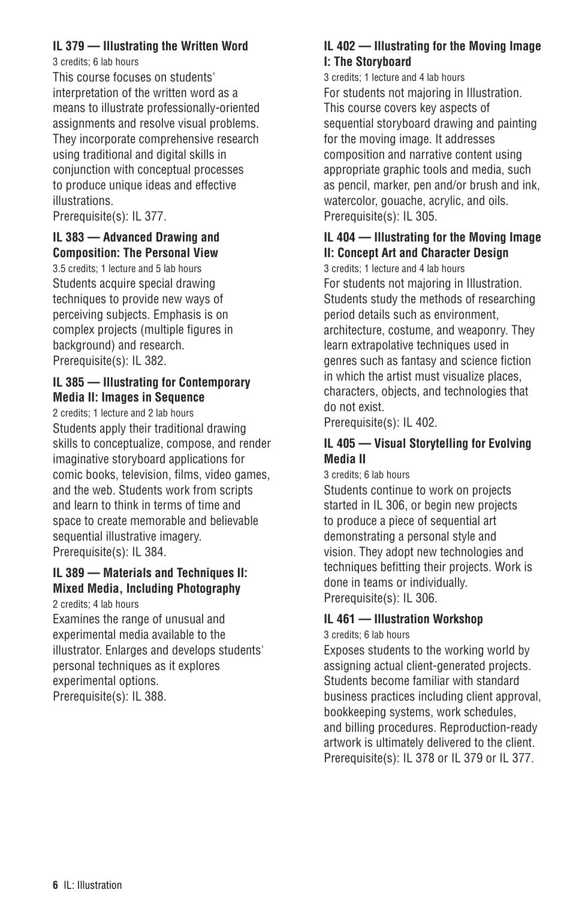**IL 379 — Illustrating the Written Word**

3 credits; 6 lab hours

This course focuses on students' interpretation of the written word as a means to illustrate professionally-oriented assignments and resolve visual problems. They incorporate comprehensive research using traditional and digital skills in conjunction with conceptual processes to produce unique ideas and effective illustrations.

Prerequisite(s): IL 377.

**IL 383 — Advanced Drawing and Composition: The Personal View**

3.5 credits; 1 lecture and 5 lab hours

Students acquire special drawing techniques to provide new ways of perceiving subjects. Emphasis is on complex projects (multiple figures in background) and research.

Prerequisite(s): IL 382.

**IL 385 — Illustrating for Contemporary Media II: Images in Sequence**

2 credits; 1 lecture and 2 lab hours

Students apply their traditional drawing skills to conceptualize, compose, and render imaginative storyboard applications for comic books, television, films, video games, and the web. Students work from scripts and learn to think in terms of time and space to create memorable and believable sequential illustrative imagery.

Prerequisite(s): IL 384.

**IL 389 — Materials and Techniques II: Mixed Media, Including Photography**

2 credits; 4 lab hours

Examines the range of unusual and experimental media available to the illustrator. Enlarges and develops students' personal techniques as it explores experimental options.

Prerequisite(s): IL 388.

**IL 402 — Illustrating for the Moving Image I: The Storyboard**

3 credits; 1 lecture and 4 lab hours

For students not majoring in Illustration. This course covers key aspects of sequential storyboard drawing and painting for the moving image. It addresses composition and narrative content using appropriate graphic tools and media, such as pencil, marker, pen and/or brush and ink, watercolor, gouache, acrylic, and oils.

Prerequisite(s): IL 305.

**IL 404 — Illustrating for the Moving Image II: Concept Art and Character Design**

3 credits; 1 lecture and 4 lab hours

For students not majoring in Illustration. Students study the methods of researching period details such as environment, architecture, costume, and weaponry. They learn extrapolative techniques used in genres such as fantasy and science fiction in which the artist must visualize places, characters, objects, and technologies that do not exist.

Prerequisite(s): IL 402.

**IL 405 — Visual Storytelling for Evolving Media II**

3 credits; 6 lab hours

Students continue to work on projects started in IL 306, or begin new projects to produce a piece of sequential art demonstrating a personal style and vision. They adopt new technologies and techniques befitting their projects. Work is done in teams or individually.

Prerequisite(s): IL 306.

**IL 461 — Illustration Workshop**

3 credits; 6 lab hours

Exposes students to the working world by assigning actual client-generated projects. Students become familiar with standard business practices including client approval, bookkeeping systems, work schedules, and billing procedures. Reproduction-ready artwork is ultimately delivered to the client.

Prerequisite(s): IL 378 or IL 379 or IL 377.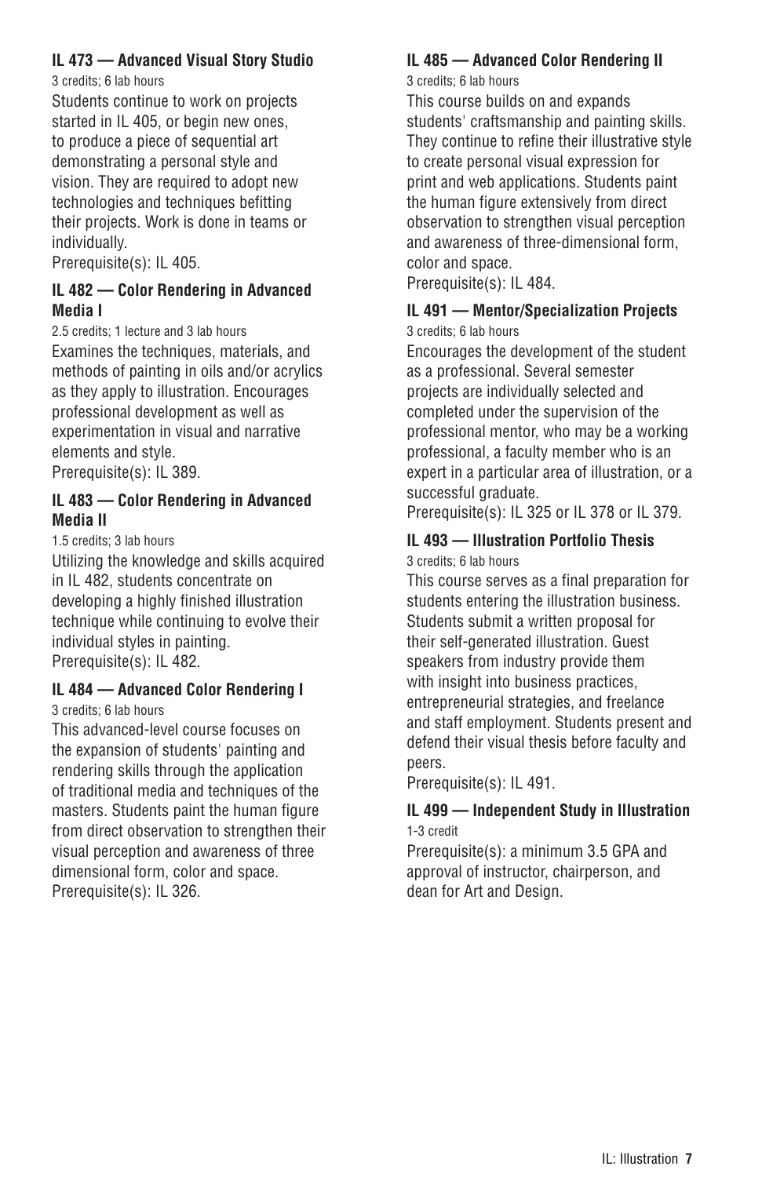**IL 473 — Advanced Visual Story Studio**

3 credits; 6 lab hours

Students continue to work on projects started in IL 405, or begin new ones, to produce a piece of sequential art demonstrating a personal style and vision. They are required to adopt new technologies and techniques befitting their projects. Work is done in teams or individually.

Prerequisite(s): IL 405.

**IL 482 — Color Rendering in Advanced Media I**

2.5 credits; 1 lecture and 3 lab hours

Examines the techniques, materials, and methods of painting in oils and/or acrylics as they apply to illustration. Encourages professional development as well as experimentation in visual and narrative elements and style.

Prerequisite(s): IL 389.

**IL 483 — Color Rendering in Advanced Media II**

1.5 credits; 3 lab hours

Utilizing the knowledge and skills acquired in IL 482, students concentrate on developing a highly finished illustration technique while continuing to evolve their individual styles in painting.

Prerequisite(s): IL 482.

**IL 484 — Advanced Color Rendering I**

3 credits; 6 lab hours

This advanced-level course focuses on the expansion of students' painting and rendering skills through the application of traditional media and techniques of the masters. Students paint the human figure from direct observation to strengthen their visual perception and awareness of three dimensional form, color and space.

Prerequisite(s): IL 326.

**IL 485 — Advanced Color Rendering II**

3 credits; 6 lab hours

This course builds on and expands students' craftsmanship and painting skills. They continue to refine their illustrative style to create personal visual expression for print and web applications. Students paint the human figure extensively from direct observation to strengthen visual perception and awareness of three-dimensional form, color and space.

Prerequisite(s): IL 484.

**IL 491 — Mentor/Specialization Projects**

3 credits; 6 lab hours

Encourages the development of the student as a professional. Several semester projects are individually selected and completed under the supervision of the professional mentor, who may be a working professional, a faculty member who is an expert in a particular area of illustration, or a successful graduate.

Prerequisite(s): IL 325 or IL 378 or IL 379.

**IL 493 — Illustration Portfolio Thesis**

3 credits; 6 lab hours

This course serves as a final preparation for students entering the illustration business. Students submit a written proposal for their self-generated illustration. Guest speakers from industry provide them with insight into business practices, entrepreneurial strategies, and freelance and staff employment. Students present and defend their visual thesis before faculty and peers.

Prerequisite(s): IL 491.

**IL 499 — Independent Study in Illustration**

1-3 credit

Prerequisite(s): a minimum 3.5 GPA and approval of instructor, chairperson, and dean for Art and Design.